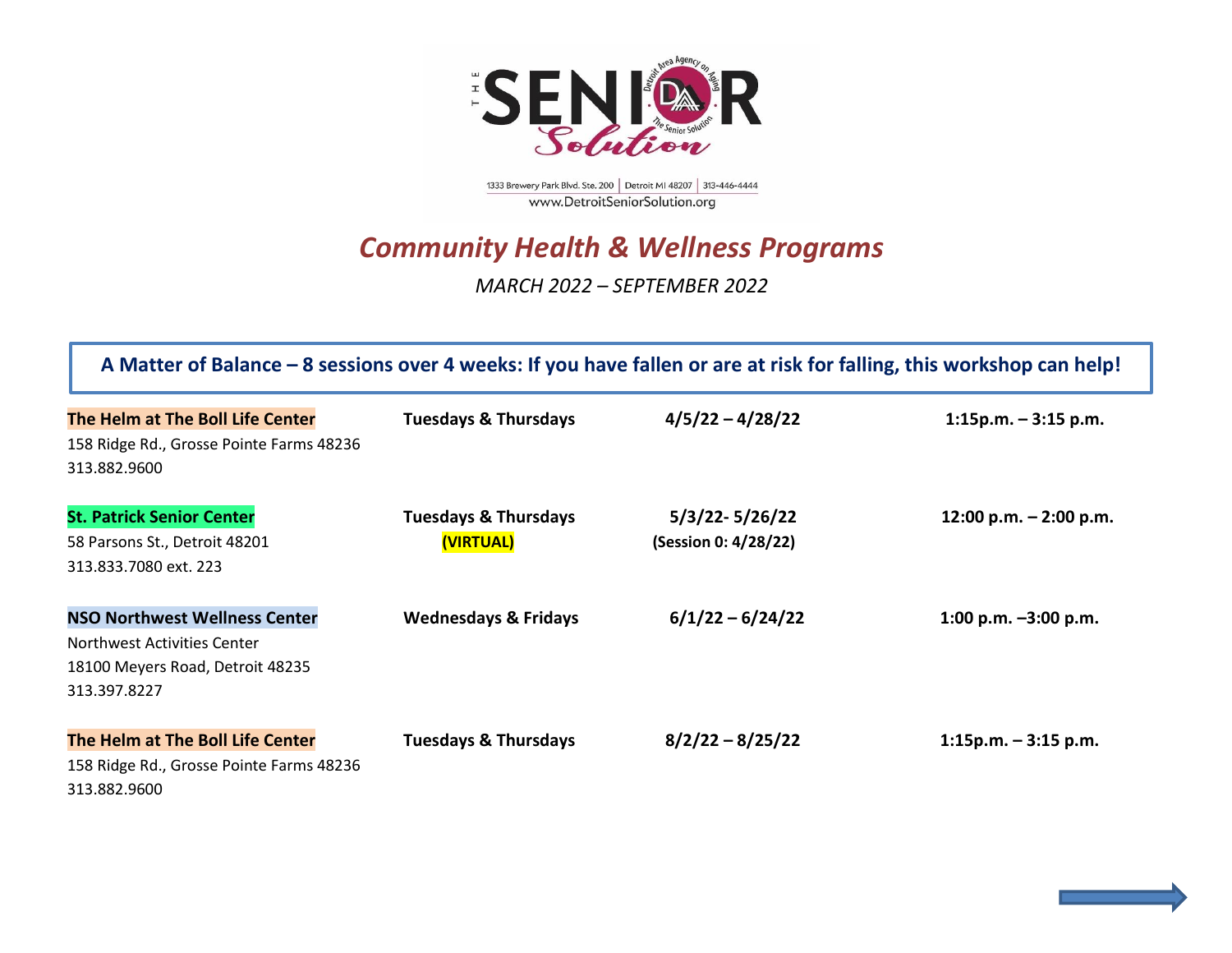THE SENIOR Solution

Detroit Area Agency on Aging – The Senior Solution

1333 Brewery Park Blvd. Ste. 200 | Detroit MI 48207 | 313-446-4444
www.DetroitSeniorSolution.org

# *Community Health & Wellness Programs*

*MARCH 2022 – SEPTEMBER 2022*

## A Matter of Balance – 8 sessions over 4 weeks: If you have fallen or are at risk for falling, this workshop can help!

| Location | Days | Dates | Time |
|---|---|---|---|
| **The Helm at The Boll Life Center**<br>158 Ridge Rd., Grosse Pointe Farms 48236<br>313.882.9600 | **Tuesdays & Thursdays** | **4/5/22 – 4/28/22** | **1:15p.m. – 3:15 p.m.** |
| **St. Patrick Senior Center**<br>58 Parsons St., Detroit 48201<br>313.833.7080 ext. 223 | **Tuesdays & Thursdays**<br>**(VIRTUAL)** | **5/3/22- 5/26/22**<br>**(Session 0: 4/28/22)** | **12:00 p.m. – 2:00 p.m.** |
| **NSO Northwest Wellness Center**<br>Northwest Activities Center<br>18100 Meyers Road, Detroit 48235<br>313.397.8227 | **Wednesdays & Fridays** | **6/1/22 – 6/24/22** | **1:00 p.m. –3:00 p.m.** |
| **The Helm at The Boll Life Center**<br>158 Ridge Rd., Grosse Pointe Farms 48236<br>313.882.9600 | **Tuesdays & Thursdays** | **8/2/22 – 8/25/22** | **1:15p.m. – 3:15 p.m.** |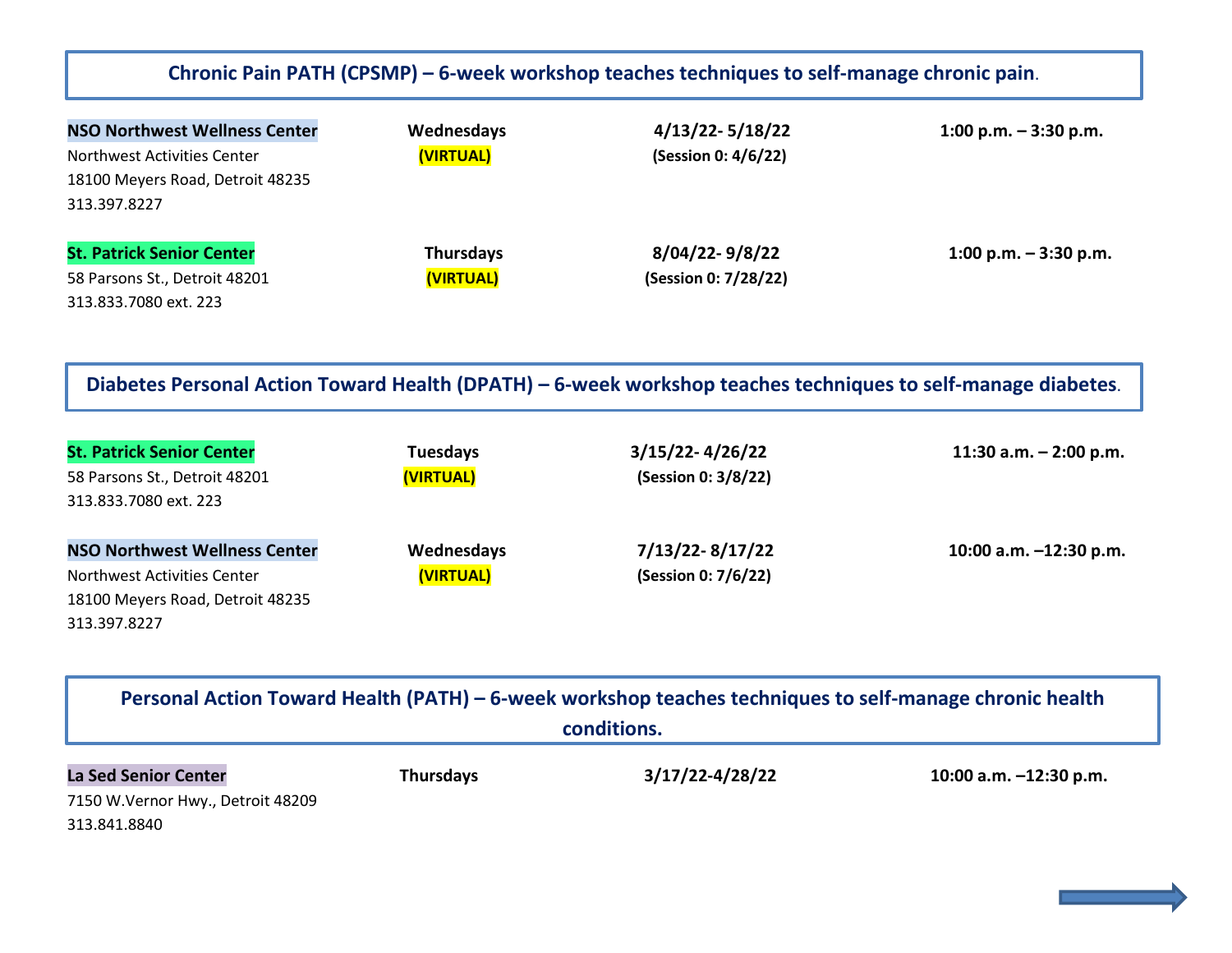## Chronic Pain PATH (CPSMP) – 6-week workshop teaches techniques to self-manage chronic pain.

**NSO Northwest Wellness Center**
Northwest Activities Center
18100 Meyers Road, Detroit 48235
313.397.8227

**Wednesdays** **(VIRTUAL)**
**4/13/22- 5/18/22** **(Session 0: 4/6/22)**
**1:00 p.m. – 3:30 p.m.**

**St. Patrick Senior Center**
58 Parsons St., Detroit 48201
313.833.7080 ext. 223

**Thursdays** **(VIRTUAL)**
**8/04/22- 9/8/22** **(Session 0: 7/28/22)**
**1:00 p.m. – 3:30 p.m.**

## Diabetes Personal Action Toward Health (DPATH) – 6-week workshop teaches techniques to self-manage diabetes.

**St. Patrick Senior Center**
58 Parsons St., Detroit 48201
313.833.7080 ext. 223

**Tuesdays** **(VIRTUAL)**
**3/15/22- 4/26/22** **(Session 0: 3/8/22)**
**11:30 a.m. – 2:00 p.m.**

**NSO Northwest Wellness Center**
Northwest Activities Center
18100 Meyers Road, Detroit 48235
313.397.8227

**Wednesdays** **(VIRTUAL)**
**7/13/22- 8/17/22** **(Session 0: 7/6/22)**
**10:00 a.m. –12:30 p.m.**

## Personal Action Toward Health (PATH) – 6-week workshop teaches techniques to self-manage chronic health conditions.

**La Sed Senior Center**
7150 W.Vernor Hwy., Detroit 48209
313.841.8840

**Thursdays**
**3/17/22-4/28/22**
**10:00 a.m. –12:30 p.m.**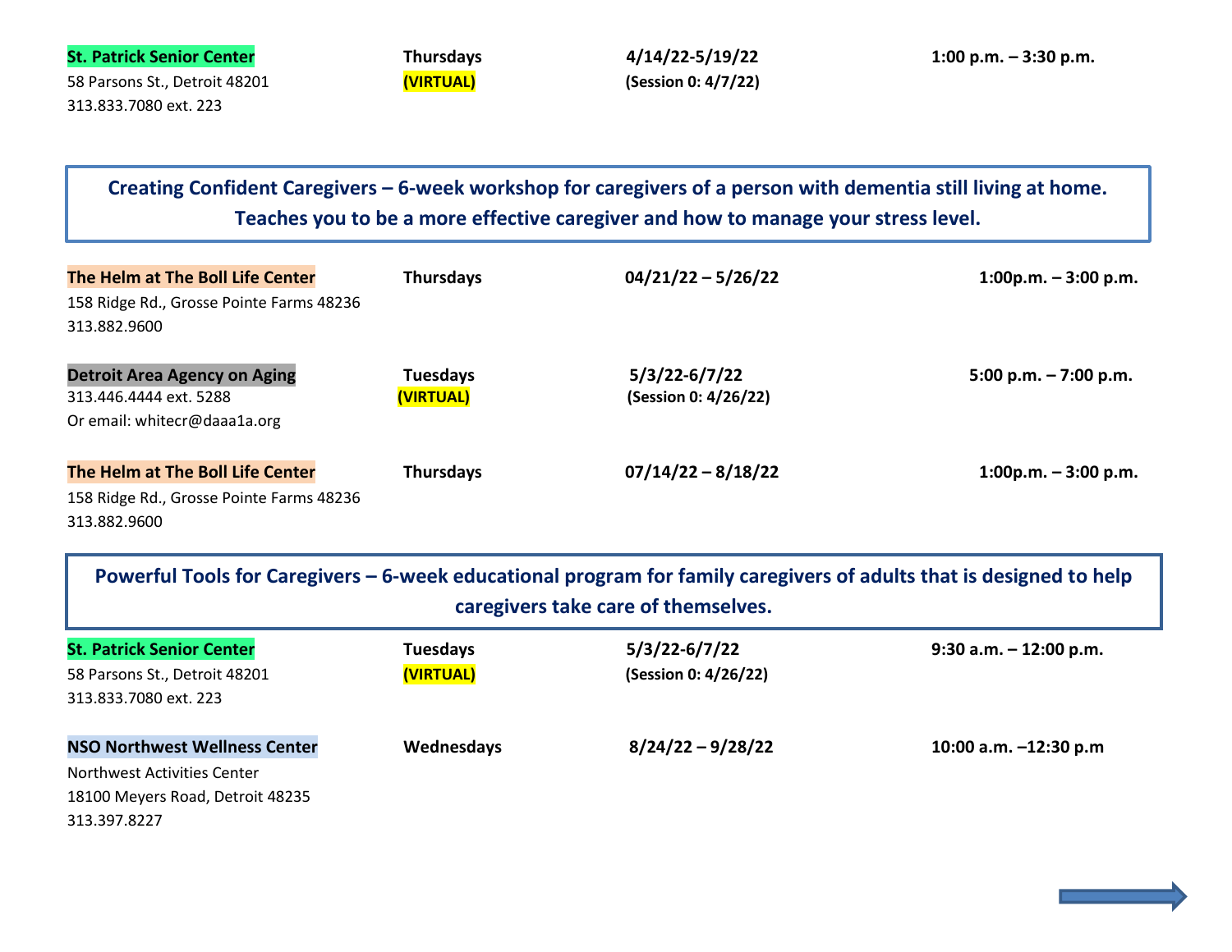**St. Patrick Senior Center**
58 Parsons St., Detroit 48201
313.833.7080 ext. 223

**Thursdays** **(VIRTUAL)** | **4/14/22-5/19/22** **(Session 0: 4/7/22)** | **1:00 p.m. – 3:30 p.m.**

## Creating Confident Caregivers – 6-week workshop for caregivers of a person with dementia still living at home. Teaches you to be a more effective caregiver and how to manage your stress level.

**The Helm at The Boll Life Center**
158 Ridge Rd., Grosse Pointe Farms 48236
313.882.9600

**Thursdays** | **04/21/22 – 5/26/22** | **1:00p.m. – 3:00 p.m.**

**Detroit Area Agency on Aging**
313.446.4444 ext. 5288
Or email: whitecr@daaa1a.org

**Tuesdays** **(VIRTUAL)** | **5/3/22-6/7/22** **(Session 0: 4/26/22)** | **5:00 p.m. – 7:00 p.m.**

**The Helm at The Boll Life Center**
158 Ridge Rd., Grosse Pointe Farms 48236
313.882.9600

**Thursdays** | **07/14/22 – 8/18/22** | **1:00p.m. – 3:00 p.m.**

## Powerful Tools for Caregivers – 6-week educational program for family caregivers of adults that is designed to help caregivers take care of themselves.

**St. Patrick Senior Center**
58 Parsons St., Detroit 48201
313.833.7080 ext. 223

**Tuesdays** **(VIRTUAL)** | **5/3/22-6/7/22** **(Session 0: 4/26/22)** | **9:30 a.m. – 12:00 p.m.**

**NSO Northwest Wellness Center**
Northwest Activities Center
18100 Meyers Road, Detroit 48235
313.397.8227

**Wednesdays** | **8/24/22 – 9/28/22** | **10:00 a.m. –12:30 p.m**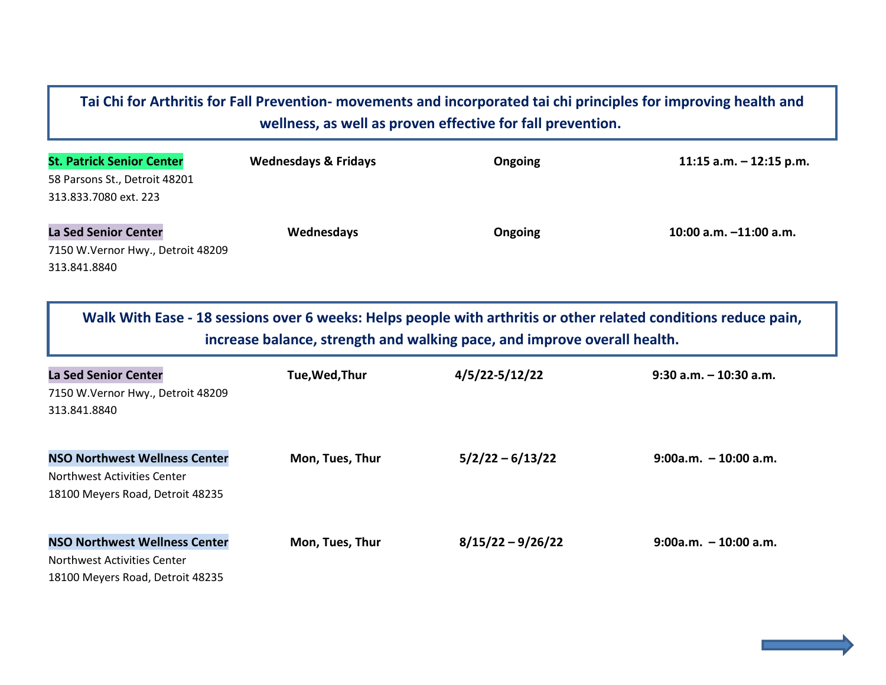**Tai Chi for Arthritis for Fall Prevention- movements and incorporated tai chi principles for improving health and wellness, as well as proven effective for fall prevention.**

| | | | |
|---|---|---|---|
| **St. Patrick Senior Center**<br>58 Parsons St., Detroit 48201<br>313.833.7080 ext. 223 | **Wednesdays & Fridays** | **Ongoing** | **11:15 a.m. – 12:15 p.m.** |
| **La Sed Senior Center**<br>7150 W.Vernor Hwy., Detroit 48209<br>313.841.8840 | **Wednesdays** | **Ongoing** | **10:00 a.m. –11:00 a.m.** |

**Walk With Ease - 18 sessions over 6 weeks: Helps people with arthritis or other related conditions reduce pain, increase balance, strength and walking pace, and improve overall health.**

| | | | |
|---|---|---|---|
| **La Sed Senior Center**<br>7150 W.Vernor Hwy., Detroit 48209<br>313.841.8840 | **Tue,Wed,Thur** | **4/5/22-5/12/22** | **9:30 a.m. – 10:30 a.m.** |
| **NSO Northwest Wellness Center**<br>Northwest Activities Center<br>18100 Meyers Road, Detroit 48235 | **Mon, Tues, Thur** | **5/2/22 – 6/13/22** | **9:00a.m. – 10:00 a.m.** |
| **NSO Northwest Wellness Center**<br>Northwest Activities Center<br>18100 Meyers Road, Detroit 48235 | **Mon, Tues, Thur** | **8/15/22 – 9/26/22** | **9:00a.m. – 10:00 a.m.** |